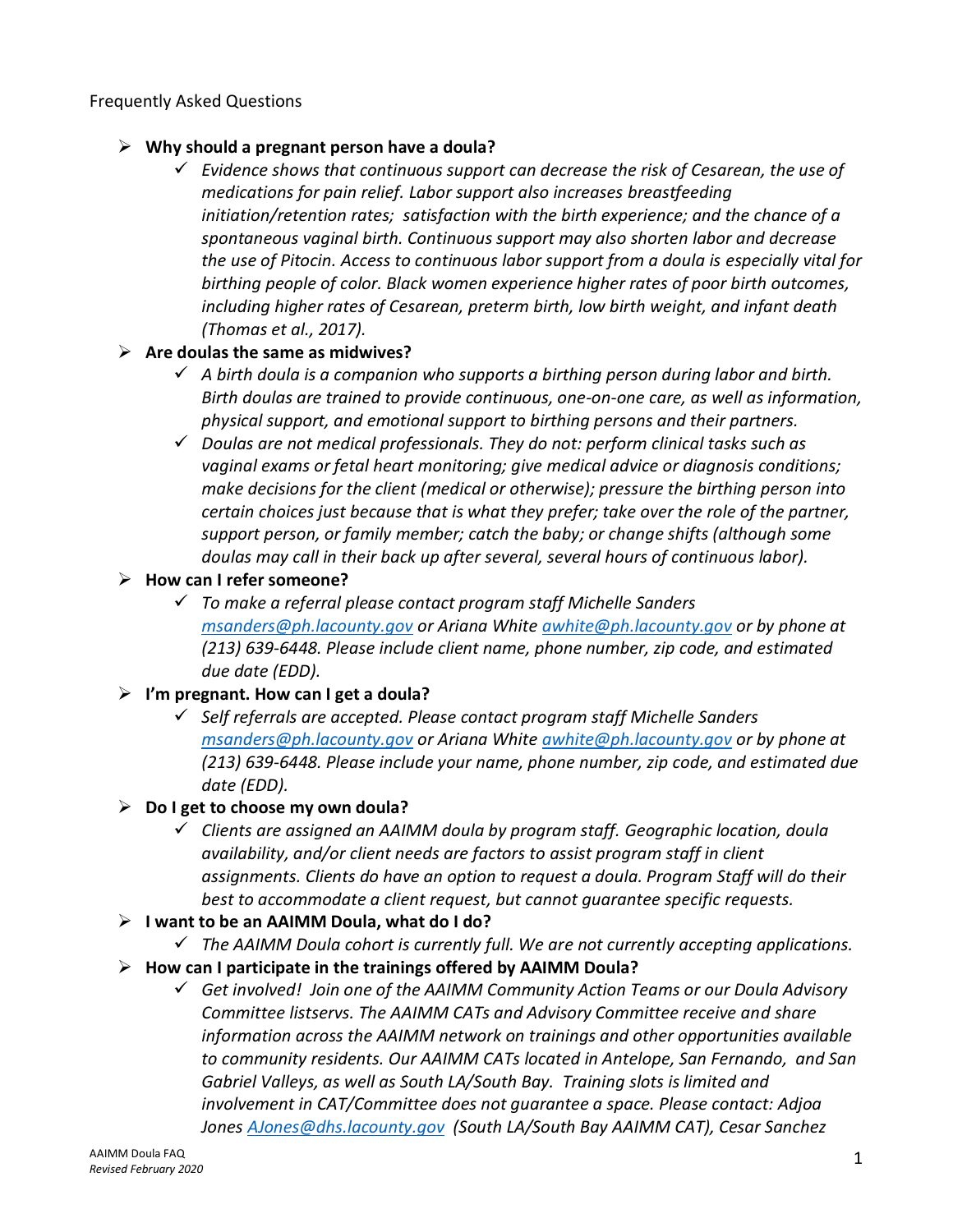Frequently Asked Questions

- **Why should a pregnant person have a doula?**
  - *Evidence shows that continuous support can decrease the risk of Cesarean, the use of medications for pain relief. Labor support also increases breastfeeding initiation/retention rates; satisfaction with the birth experience; and the chance of a spontaneous vaginal birth. Continuous support may also shorten labor and decrease the use of Pitocin. Access to continuous labor support from a doula is especially vital for birthing people of color. Black women experience higher rates of poor birth outcomes, including higher rates of Cesarean, preterm birth, low birth weight, and infant death (Thomas et al., 2017).*
- **Are doulas the same as midwives?**
  - *A birth doula is a companion who supports a birthing person during labor and birth. Birth doulas are trained to provide continuous, one-on-one care, as well as information, physical support, and emotional support to birthing persons and their partners.*
  - *Doulas are not medical professionals. They do not: perform clinical tasks such as vaginal exams or fetal heart monitoring; give medical advice or diagnosis conditions; make decisions for the client (medical or otherwise); pressure the birthing person into certain choices just because that is what they prefer; take over the role of the partner, support person, or family member; catch the baby; or change shifts (although some doulas may call in their back up after several, several hours of continuous labor).*
- **How can I refer someone?**
  - *To make a referral please contact program staff Michelle Sanders [msanders@ph.lacounty.gov](mailto:msanders@ph.lacounty.gov) or Ariana White [awhite@ph.lacounty.gov](mailto:awhite@ph.lacounty.gov) or by phone at (213) 639-6448. Please include client name, phone number, zip code, and estimated due date (EDD).*
- **I'm pregnant. How can I get a doula?**
  - *Self referrals are accepted. Please contact program staff Michelle Sanders [msanders@ph.lacounty.gov](mailto:msanders@ph.lacounty.gov) or Ariana White [awhite@ph.lacounty.gov](mailto:awhite@ph.lacounty.gov) or by phone at (213) 639-6448. Please include your name, phone number, zip code, and estimated due date (EDD).*
- **Do I get to choose my own doula?**
  - *Clients are assigned an AAIMM doula by program staff. Geographic location, doula availability, and/or client needs are factors to assist program staff in client assignments. Clients do have an option to request a doula. Program Staff will do their best to accommodate a client request, but cannot guarantee specific requests.*
- **I want to be an AAIMM Doula, what do I do?**
  - *The AAIMM Doula cohort is currently full. We are not currently accepting applications.*
- **How can I participate in the trainings offered by AAIMM Doula?**
  - *Get involved! Join one of the AAIMM Community Action Teams or our Doula Advisory Committee listservs. The AAIMM CATs and Advisory Committee receive and share information across the AAIMM network on trainings and other opportunities available to community residents. Our AAIMM CATs located in Antelope, San Fernando, and San Gabriel Valleys, as well as South LA/South Bay. Training slots is limited and involvement in CAT/Committee does not guarantee a space. Please contact: Adjoa Jones [AJones@dhs.lacounty.gov](mailto:AJones@dhs.lacounty.gov) (South LA/South Bay AAIMM CAT), Cesar Sanchez*

AAIMM Doula FAQ
*Revised February 2020*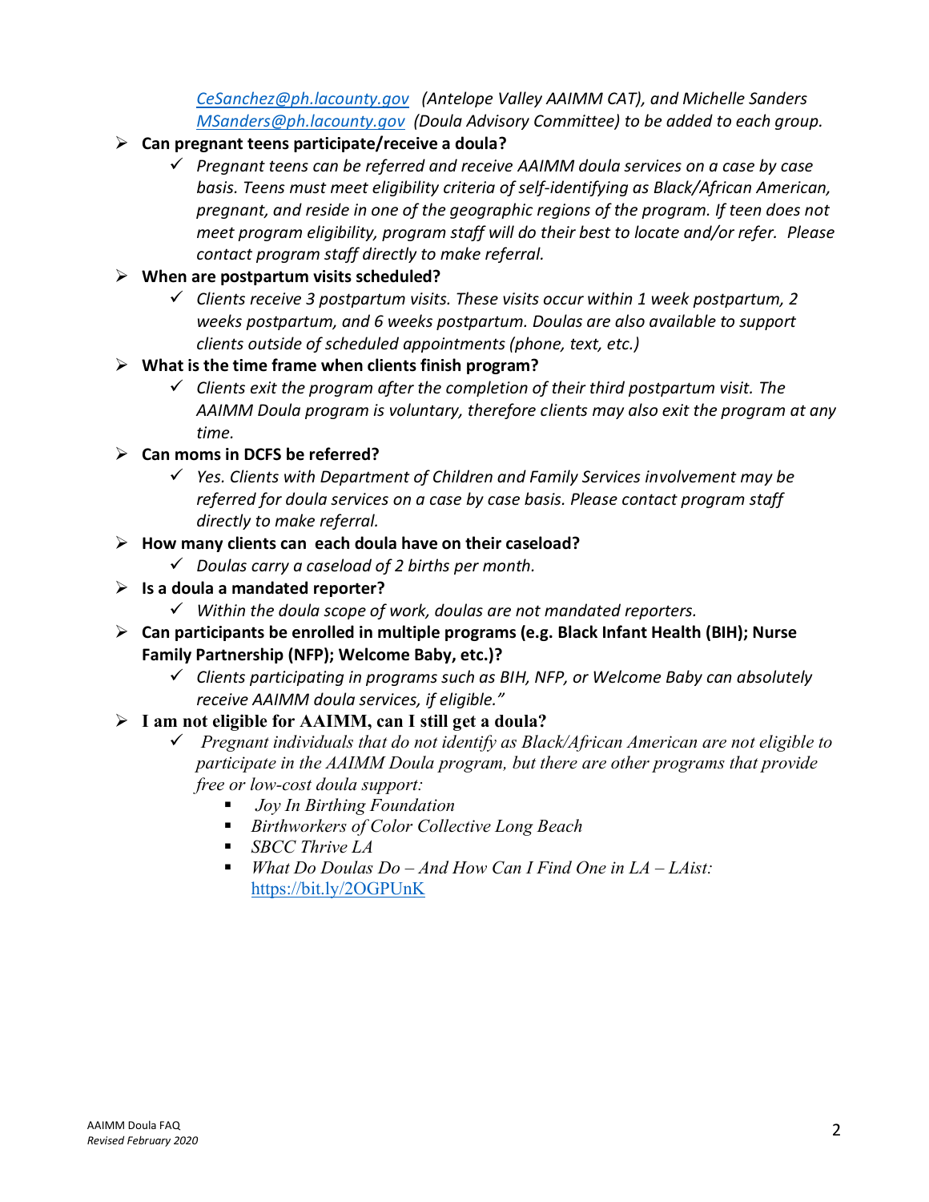*CeSanchez@ph.lacounty.gov (Antelope Valley AAIMM CAT), and Michelle Sanders MSanders@ph.lacounty.gov (Doula Advisory Committee) to be added to each group.*

- **Can pregnant teens participate/receive a doula?**
  - *Pregnant teens can be referred and receive AAIMM doula services on a case by case basis. Teens must meet eligibility criteria of self-identifying as Black/African American, pregnant, and reside in one of the geographic regions of the program. If teen does not meet program eligibility, program staff will do their best to locate and/or refer. Please contact program staff directly to make referral.*
- **When are postpartum visits scheduled?**
  - *Clients receive 3 postpartum visits. These visits occur within 1 week postpartum, 2 weeks postpartum, and 6 weeks postpartum. Doulas are also available to support clients outside of scheduled appointments (phone, text, etc.)*
- **What is the time frame when clients finish program?**
  - *Clients exit the program after the completion of their third postpartum visit. The AAIMM Doula program is voluntary, therefore clients may also exit the program at any time.*
- **Can moms in DCFS be referred?**
  - *Yes. Clients with Department of Children and Family Services involvement may be referred for doula services on a case by case basis. Please contact program staff directly to make referral.*
- **How many clients can each doula have on their caseload?**
  - *Doulas carry a caseload of 2 births per month.*
- **Is a doula a mandated reporter?**
  - *Within the doula scope of work, doulas are not mandated reporters.*
- **Can participants be enrolled in multiple programs (e.g. Black Infant Health (BIH); Nurse Family Partnership (NFP); Welcome Baby, etc.)?**
  - *Clients participating in programs such as BIH, NFP, or Welcome Baby can absolutely receive AAIMM doula services, if eligible."*
- **I am not eligible for AAIMM, can I still get a doula?**
  - *Pregnant individuals that do not identify as Black/African American are not eligible to participate in the AAIMM Doula program, but there are other programs that provide free or low-cost doula support:*
    - *Joy In Birthing Foundation*
    - *Birthworkers of Color Collective Long Beach*
    - *SBCC Thrive LA*
    - *What Do Doulas Do – And How Can I Find One in LA – LAist:* https://bit.ly/2OGPUnK

AAIMM Doula FAQ
*Revised February 2020*